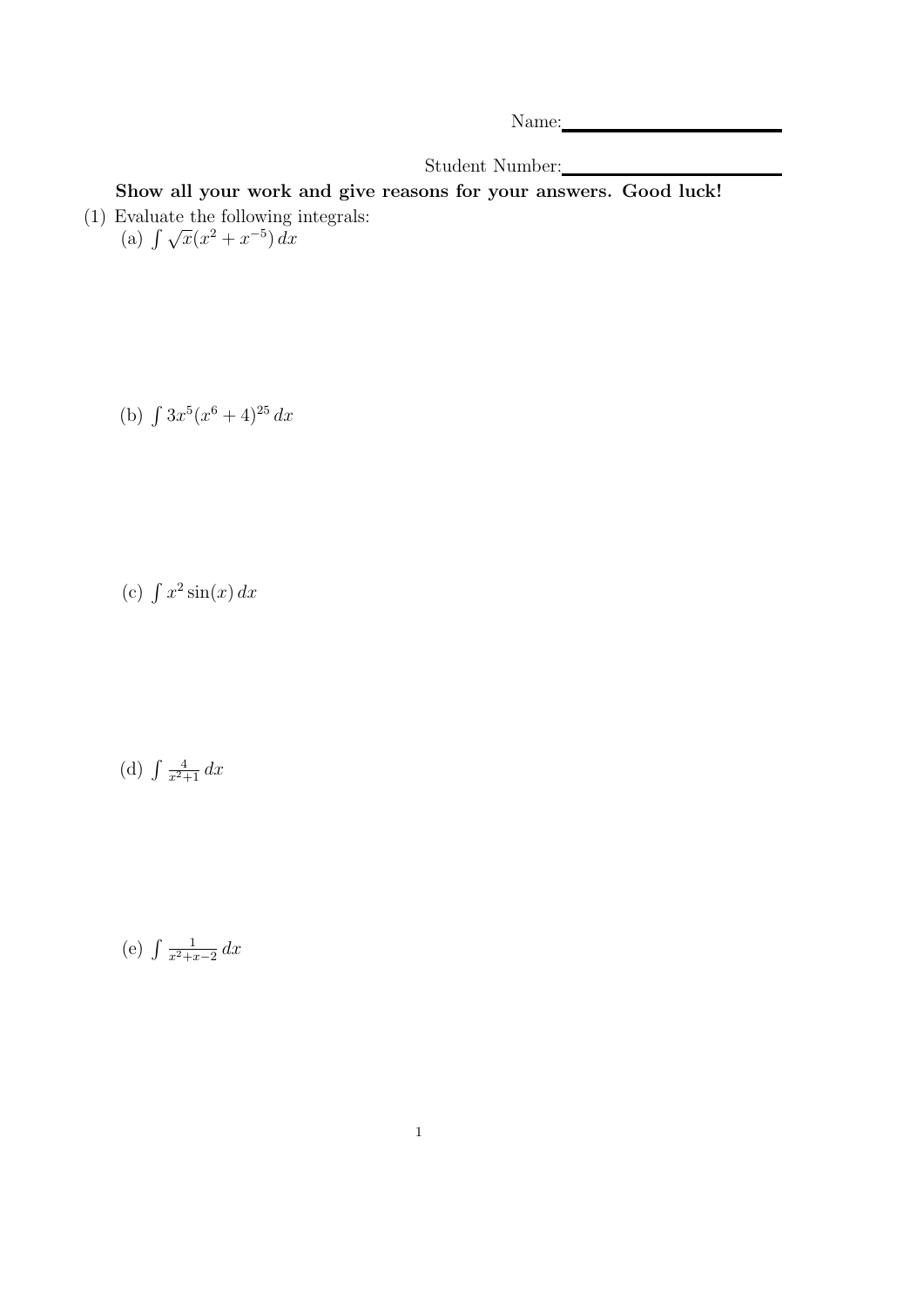Name: ____________________

Student Number: ____________________

**Show all your work and give reasons for your answers. Good luck!**

(1) Evaluate the following integrals:

(a) $\int \sqrt{x}(x^2 + x^{-5})\, dx$

(b) $\int 3x^5(x^6 + 4)^{25}\, dx$

(c) $\int x^2 \sin(x)\, dx$

(d) $\int \frac{4}{x^2+1}\, dx$

(e) $\int \frac{1}{x^2+x-2}\, dx$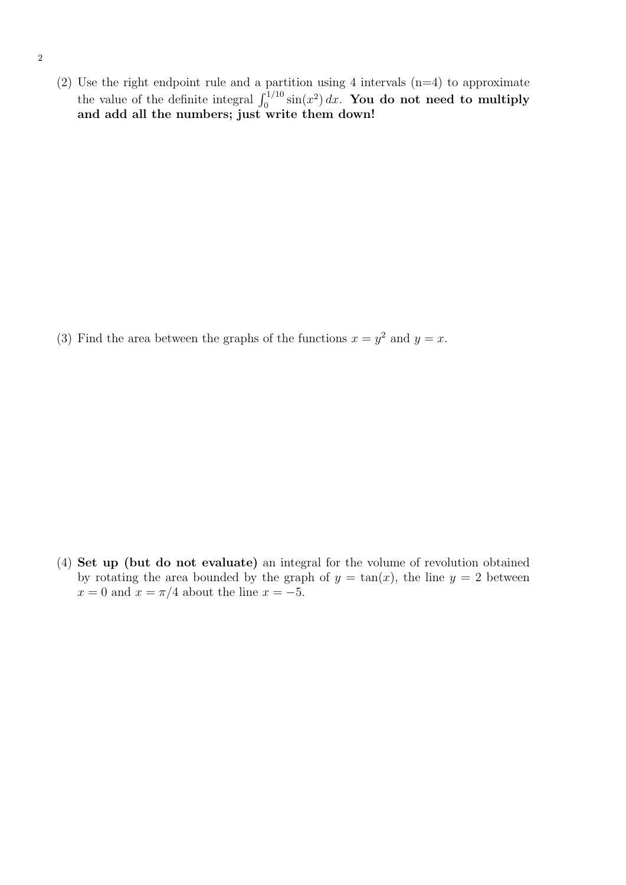(2) Use the right endpoint rule and a partition using 4 intervals (n=4) to approximate the value of the definite integral $\int_0^{1/10} \sin(x^2)\, dx$. **You do not need to multiply and add all the numbers; just write them down!**

(3) Find the area between the graphs of the functions $x = y^2$ and $y = x$.

(4) **Set up (but do not evaluate)** an integral for the volume of revolution obtained by rotating the area bounded by the graph of $y = \tan(x)$, the line $y = 2$ between $x = 0$ and $x = \pi/4$ about the line $x = -5$.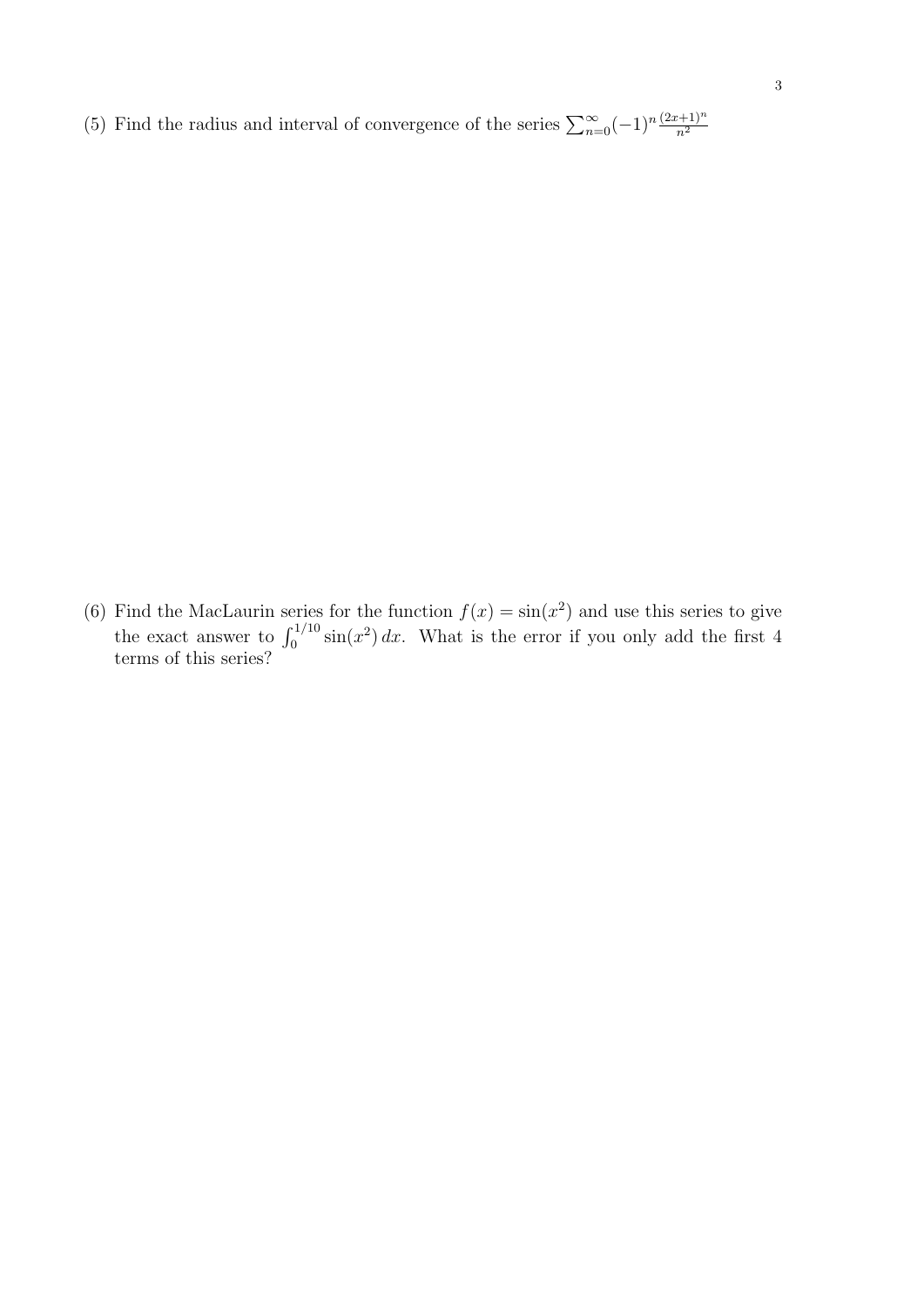(5) Find the radius and interval of convergence of the series $\sum_{n=0}^{\infty}(-1)^n \frac{(2x+1)^n}{n^2}$

(6) Find the MacLaurin series for the function $f(x) = \sin(x^2)$ and use this series to give the exact answer to $\int_0^{1/10} \sin(x^2)\, dx$. What is the error if you only add the first 4 terms of this series?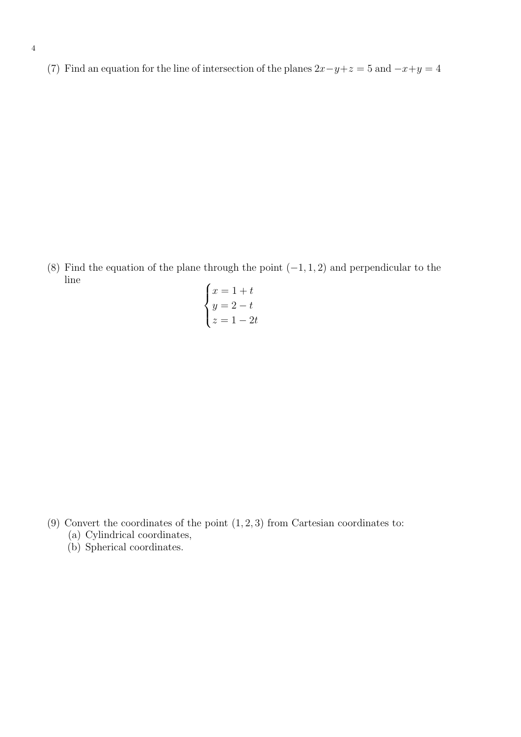(7) Find an equation for the line of intersection of the planes $2x - y + z = 5$ and $-x + y = 4$

(8) Find the equation of the plane through the point $(-1, 1, 2)$ and perpendicular to the line

$$\begin{cases} x = 1 + t \\ y = 2 - t \\ z = 1 - 2t \end{cases}$$

(9) Convert the coordinates of the point $(1, 2, 3)$ from Cartesian coordinates to:

(a) Cylindrical coordinates,

(b) Spherical coordinates.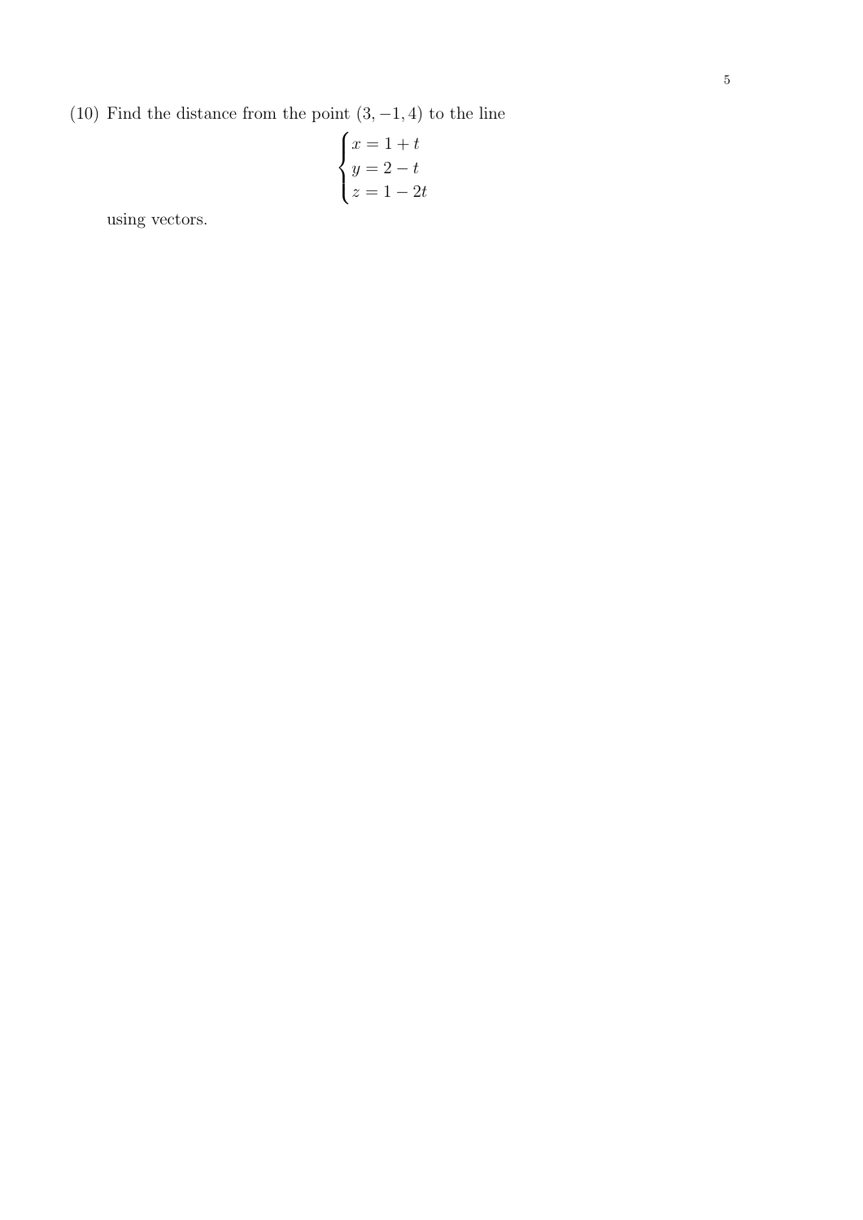(10) Find the distance from the point $(3, -1, 4)$ to the line

$$\begin{cases} x = 1 + t \\ y = 2 - t \\ z = 1 - 2t \end{cases}$$

using vectors.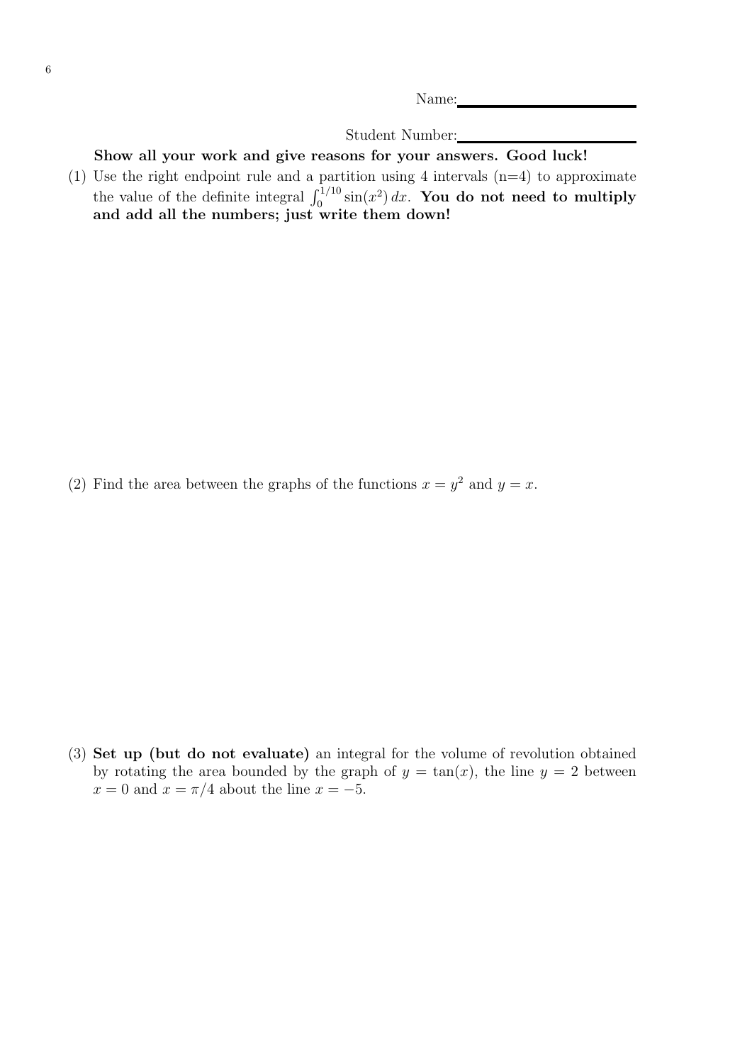Name: \_\_\_\_\_\_\_\_\_\_\_\_\_\_\_\_\_\_\_\_

Student Number: \_\_\_\_\_\_\_\_\_\_\_\_\_\_\_\_\_\_\_\_

**Show all your work and give reasons for your answers. Good luck!**

(1) Use the right endpoint rule and a partition using 4 intervals (n=4) to approximate the value of the definite integral $\int_0^{1/10} \sin(x^2)\, dx$. **You do not need to multiply and add all the numbers; just write them down!**

(2) Find the area between the graphs of the functions $x = y^2$ and $y = x$.

(3) **Set up (but do not evaluate)** an integral for the volume of revolution obtained by rotating the area bounded by the graph of $y = \tan(x)$, the line $y = 2$ between $x = 0$ and $x = \pi/4$ about the line $x = -5$.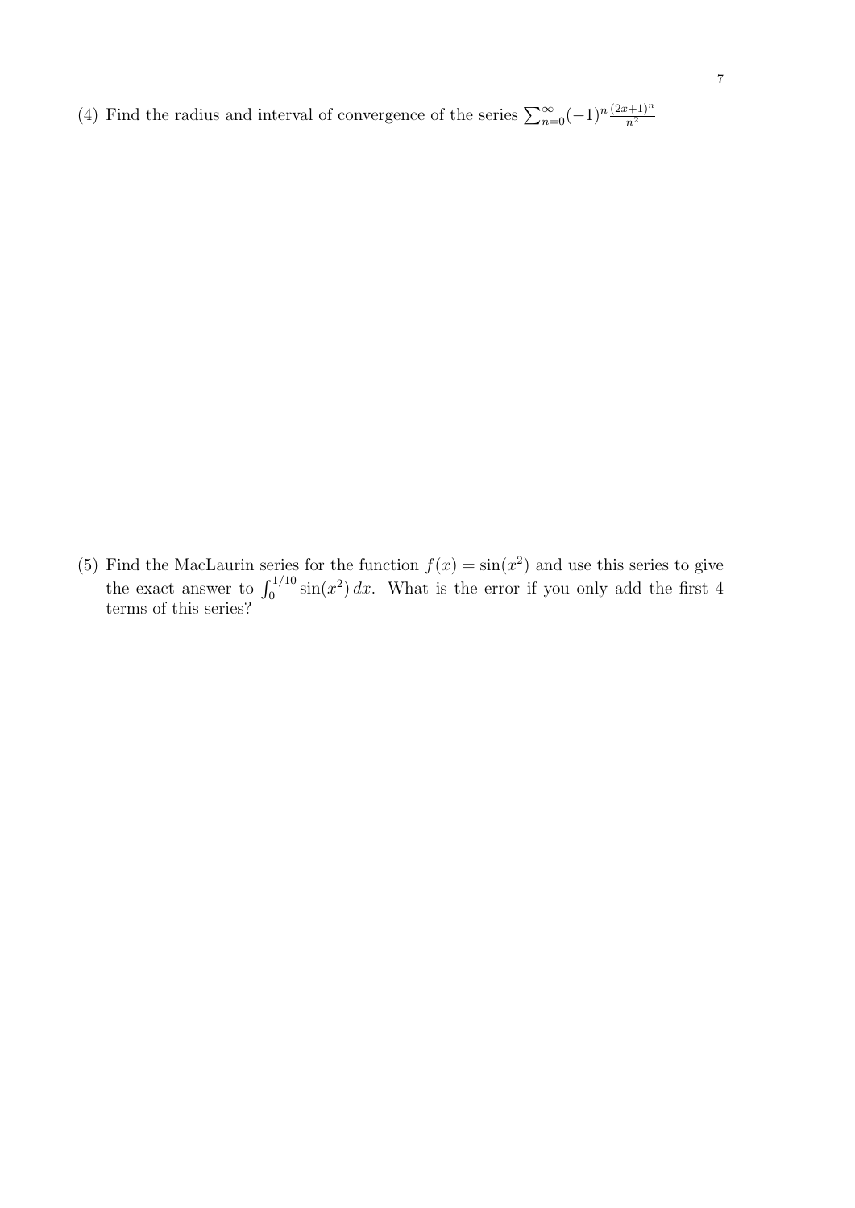(4) Find the radius and interval of convergence of the series $\sum_{n=0}^{\infty}(-1)^n \frac{(2x+1)^n}{n^2}$

(5) Find the MacLaurin series for the function $f(x) = \sin(x^2)$ and use this series to give the exact answer to $\int_0^{1/10} \sin(x^2)\, dx$. What is the error if you only add the first 4 terms of this series?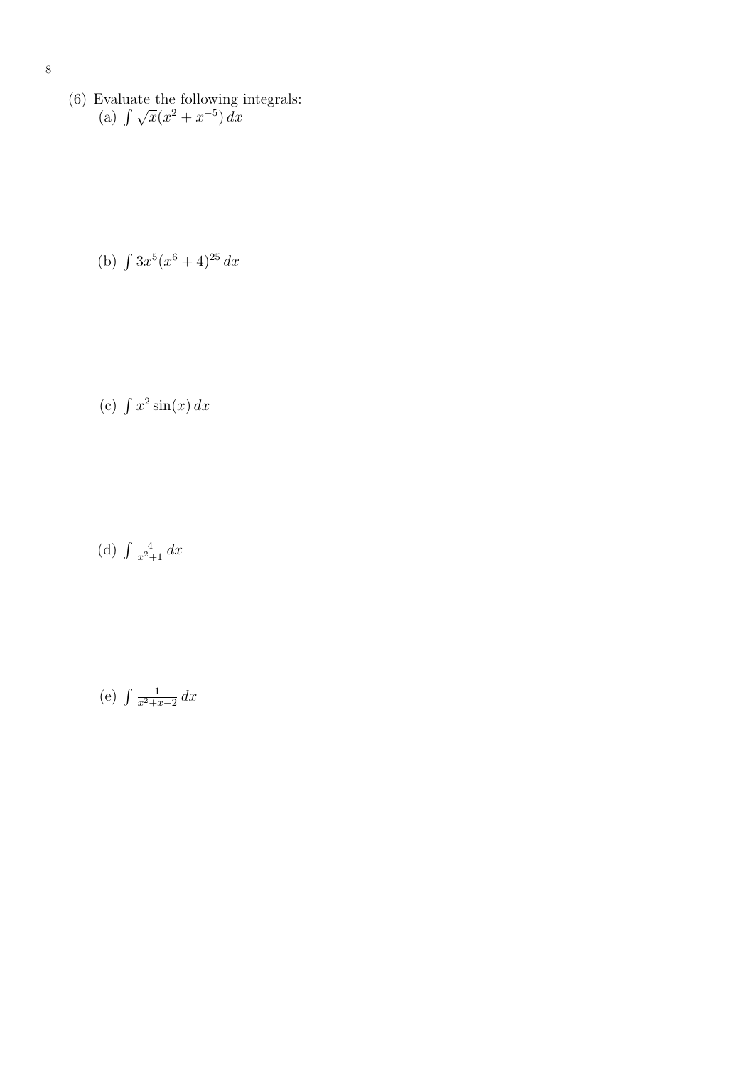(6) Evaluate the following integrals:

(a) $\int \sqrt{x}(x^2 + x^{-5})\, dx$

(b) $\int 3x^5(x^6 + 4)^{25}\, dx$

(c) $\int x^2 \sin(x)\, dx$

(d) $\int \frac{4}{x^2+1}\, dx$

(e) $\int \frac{1}{x^2+x-2}\, dx$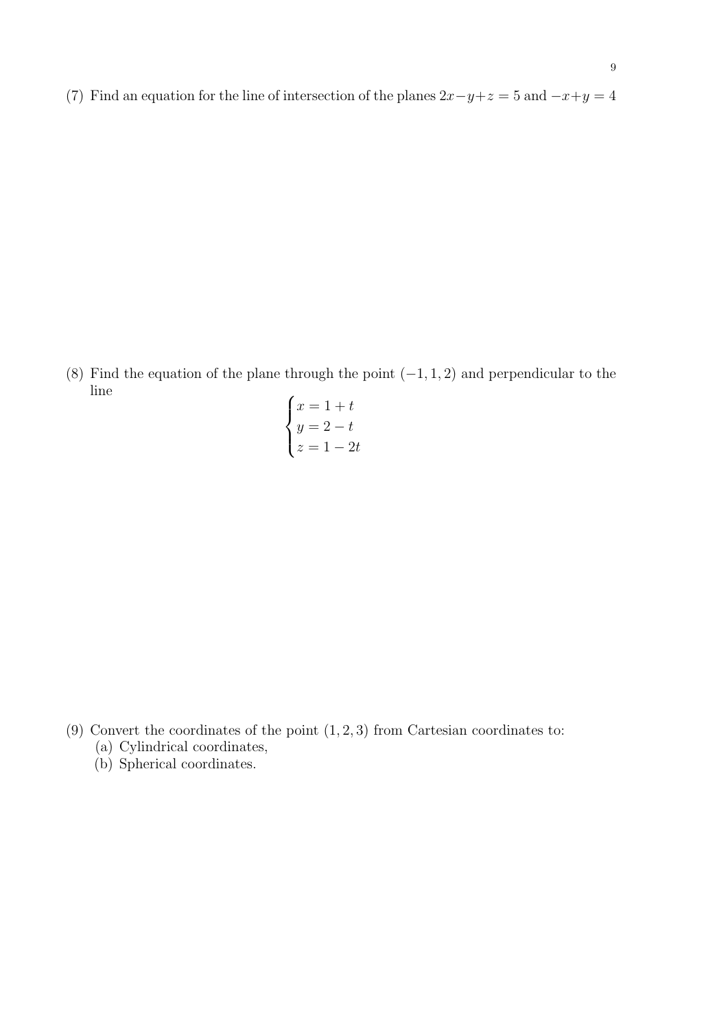(7) Find an equation for the line of intersection of the planes $2x - y + z = 5$ and $-x + y = 4$

(8) Find the equation of the plane through the point $(-1, 1, 2)$ and perpendicular to the line

$$\begin{cases} x = 1 + t \\ y = 2 - t \\ z = 1 - 2t \end{cases}$$

(9) Convert the coordinates of the point $(1, 2, 3)$ from Cartesian coordinates to:

(a) Cylindrical coordinates,

(b) Spherical coordinates.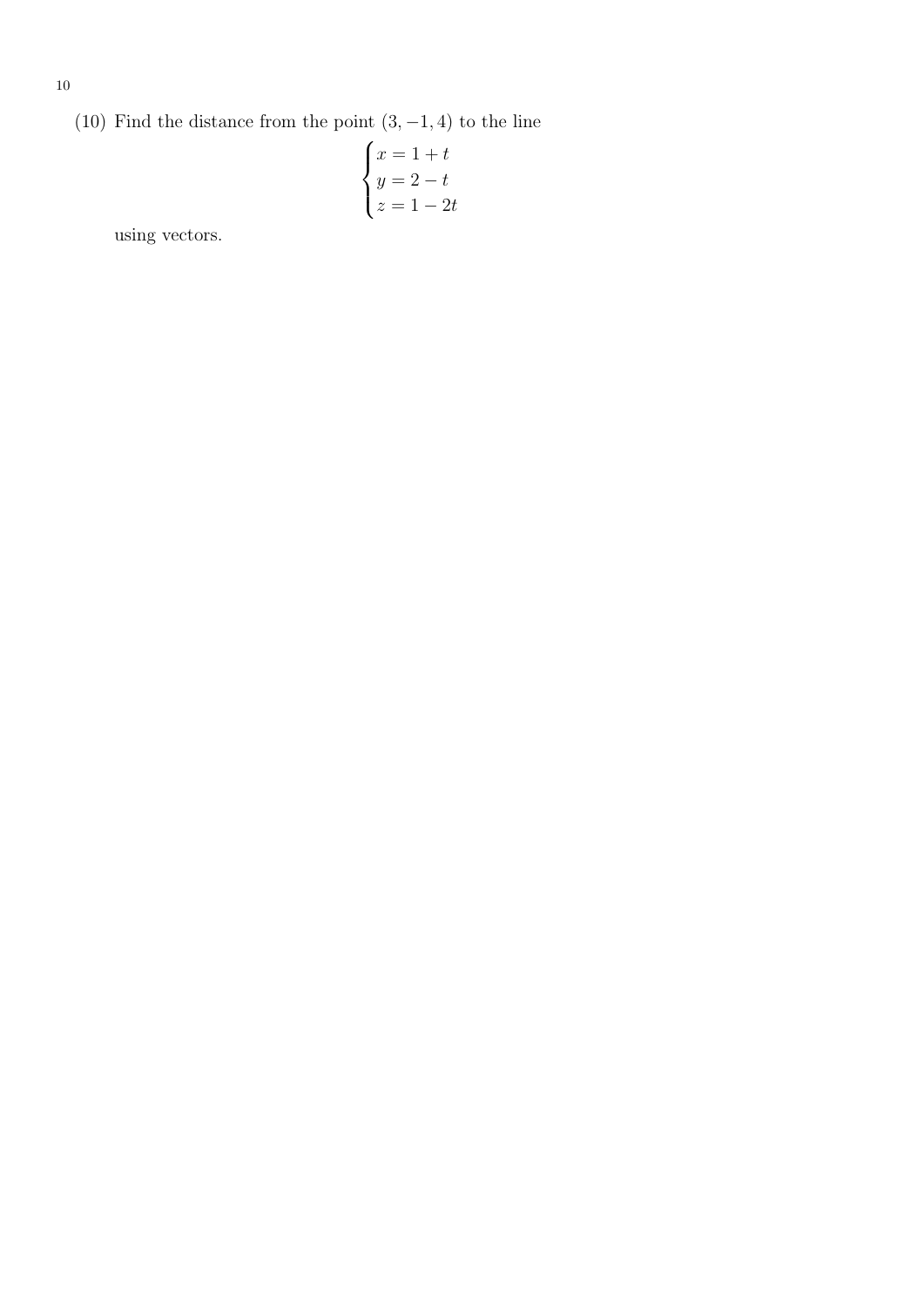(10) Find the distance from the point $(3, -1, 4)$ to the line

$$\begin{cases} x = 1 + t \\ y = 2 - t \\ z = 1 - 2t \end{cases}$$

using vectors.